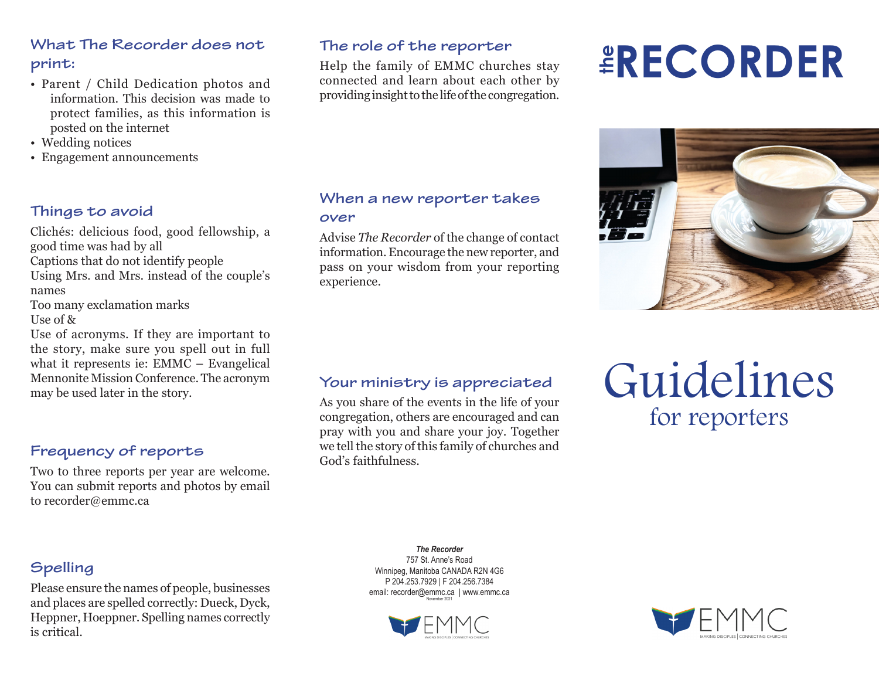# the RECORDER

# Guidelines

## for reporters

## What The Recorder does not print:

- Parent / Child Dedication photos and information. This decision was made to protect families, as this information is posted on the internet
- Wedding notices
- Engagement announcements

## Things to avoid

Clichés: delicious food, good fellowship, a good time was had by all

Captions that do not identify people

Using Mrs. and Mrs. instead of the couple's names

Too many exclamation marks

Use of &

Use of acronyms. If they are important to the story, make sure you spell out in full what it represents ie: EMMC – Evangelical Mennonite Mission Conference. The acronym may be used later in the story.

## Frequency of reports

Two to three reports per year are welcome. You can submit reports and photos by email to recorder@emmc.ca

## Spelling

Please ensure the names of people, businesses and places are spelled correctly: Dueck, Dyck, Heppner, Hoeppner. Spelling names correctly is critical.

## The role of the reporter

Help the family of EMMC churches stay connected and learn about each other by providing insight to the life of the congregation.

## When a new reporter takes over

Advise *The Recorder* of the change of contact information. Encourage the new reporter, and pass on your wisdom from your reporting experience.

## Your ministry is appreciated

As you share of the events in the life of your congregation, others are encouraged and can pray with you and share your joy. Together we tell the story of this family of churches and God's faithfulness.

***The Recorder***
757 St. Anne's Road
Winnipeg, Manitoba CANADA R2N 4G6
P 204.253.7929 | F 204.256.7384
email: recorder@emmc.ca | www.emmc.ca
November 2021

EMMC
MAKING DISCIPLES | CONNECTING CHURCHES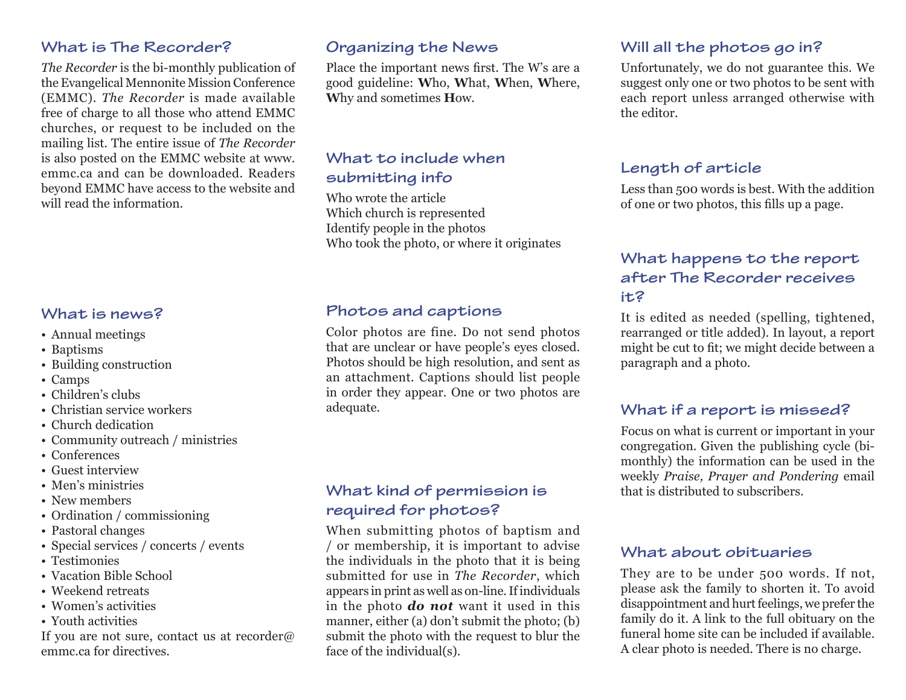## What is The Recorder?

*The Recorder* is the bi-monthly publication of the Evangelical Mennonite Mission Conference (EMMC). *The Recorder* is made available free of charge to all those who attend EMMC churches, or request to be included on the mailing list. The entire issue of *The Recorder* is also posted on the EMMC website at www.emmc.ca and can be downloaded. Readers beyond EMMC have access to the website and will read the information.

## What is news?

- Annual meetings
- Baptisms
- Building construction
- Camps
- Children's clubs
- Christian service workers
- Church dedication
- Community outreach / ministries
- Conferences
- Guest interview
- Men's ministries
- New members
- Ordination / commissioning
- Pastoral changes
- Special services / concerts / events
- Testimonies
- Vacation Bible School
- Weekend retreats
- Women's activities
- Youth activities

If you are not sure, contact us at recorder@emmc.ca for directives.

## Organizing the News

Place the important news first. The W's are a good guideline: **W**ho, **W**hat, **W**hen, **W**here, **W**hy and sometimes **H**ow.

## What to include when submitting info

Who wrote the article
Which church is represented
Identify people in the photos
Who took the photo, or where it originates

## Photos and captions

Color photos are fine. Do not send photos that are unclear or have people's eyes closed. Photos should be high resolution, and sent as an attachment. Captions should list people in order they appear. One or two photos are adequate.

## What kind of permission is required for photos?

When submitting photos of baptism and / or membership, it is important to advise the individuals in the photo that it is being submitted for use in *The Recorder*, which appears in print as well as on-line. If individuals in the photo ***do not*** want it used in this manner, either (a) don't submit the photo; (b) submit the photo with the request to blur the face of the individual(s).

## Will all the photos go in?

Unfortunately, we do not guarantee this. We suggest only one or two photos to be sent with each report unless arranged otherwise with the editor.

## Length of article

Less than 500 words is best. With the addition of one or two photos, this fills up a page.

## What happens to the report after The Recorder receives it?

It is edited as needed (spelling, tightened, rearranged or title added). In layout, a report might be cut to fit; we might decide between a paragraph and a photo.

## What if a report is missed?

Focus on what is current or important in your congregation. Given the publishing cycle (bi-monthly) the information can be used in the weekly *Praise, Prayer and Pondering* email that is distributed to subscribers.

## What about obituaries

They are to be under 500 words. If not, please ask the family to shorten it. To avoid disappointment and hurt feelings, we prefer the family do it. A link to the full obituary on the funeral home site can be included if available. A clear photo is needed. There is no charge.